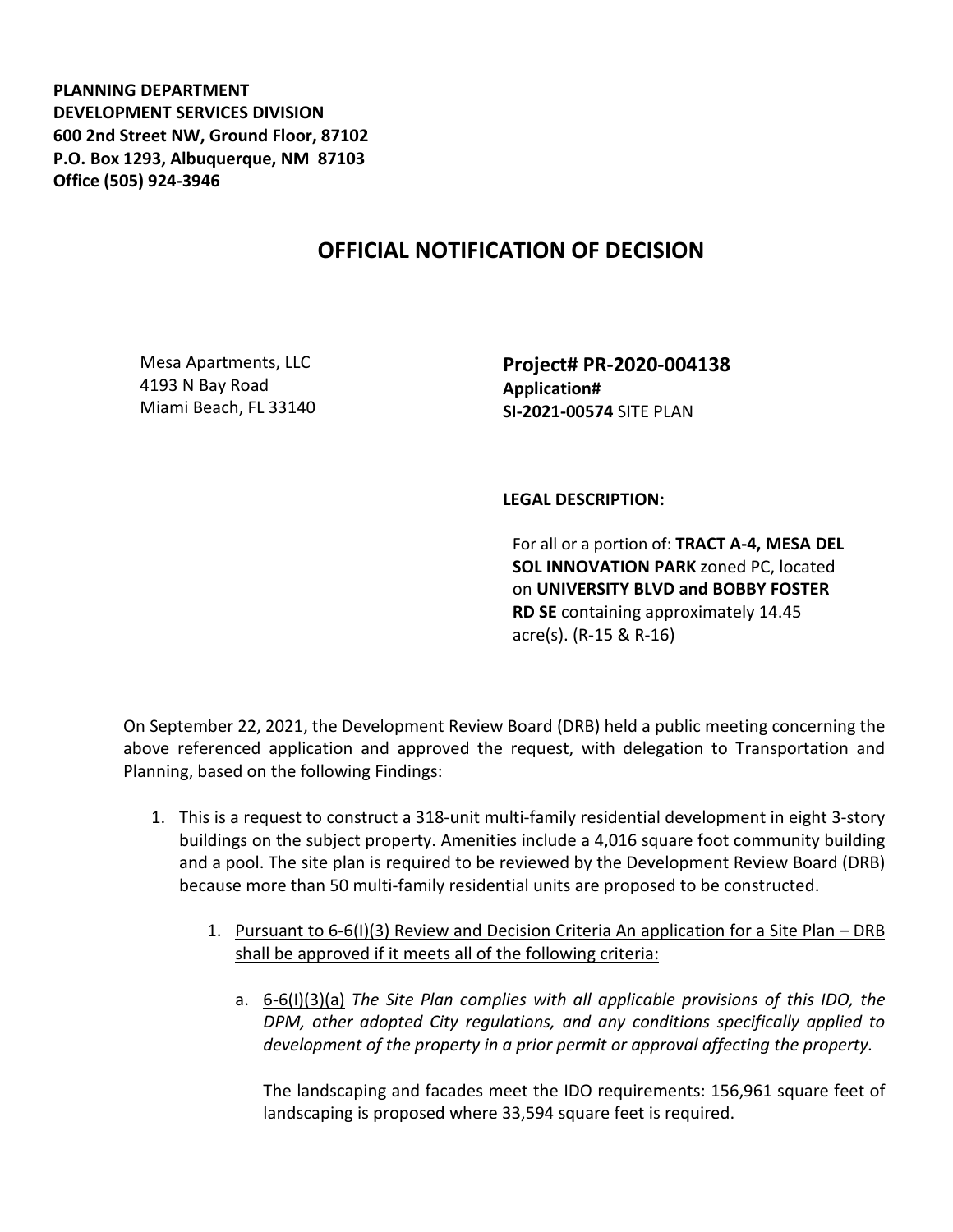**PLANNING DEPARTMENT**
**DEVELOPMENT SERVICES DIVISION**
**600 2nd Street NW, Ground Floor, 87102**
**P.O. Box 1293, Albuquerque, NM 87103**
**Office (505) 924-3946**

# OFFICIAL NOTIFICATION OF DECISION

Mesa Apartments, LLC
4193 N Bay Road
Miami Beach, FL 33140

**Project# PR-2020-004138**
**Application#**
**SI-2021-00574** SITE PLAN

**LEGAL DESCRIPTION:**

For all or a portion of: **TRACT A-4, MESA DEL SOL INNOVATION PARK** zoned PC, located on **UNIVERSITY BLVD and BOBBY FOSTER RD SE** containing approximately 14.45 acre(s). (R-15 & R-16)

On September 22, 2021, the Development Review Board (DRB) held a public meeting concerning the above referenced application and approved the request, with delegation to Transportation and Planning, based on the following Findings:

1. This is a request to construct a 318-unit multi-family residential development in eight 3-story buildings on the subject property. Amenities include a 4,016 square foot community building and a pool. The site plan is required to be reviewed by the Development Review Board (DRB) because more than 50 multi-family residential units are proposed to be constructed.

   1. <u>Pursuant to 6-6(I)(3) Review and Decision Criteria An application for a Site Plan – DRB shall be approved if it meets all of the following criteria:</u>

      a. <u>6-6(I)(3)(a)</u> *The Site Plan complies with all applicable provisions of this IDO, the DPM, other adopted City regulations, and any conditions specifically applied to development of the property in a prior permit or approval affecting the property.*

         The landscaping and facades meet the IDO requirements: 156,961 square feet of landscaping is proposed where 33,594 square feet is required.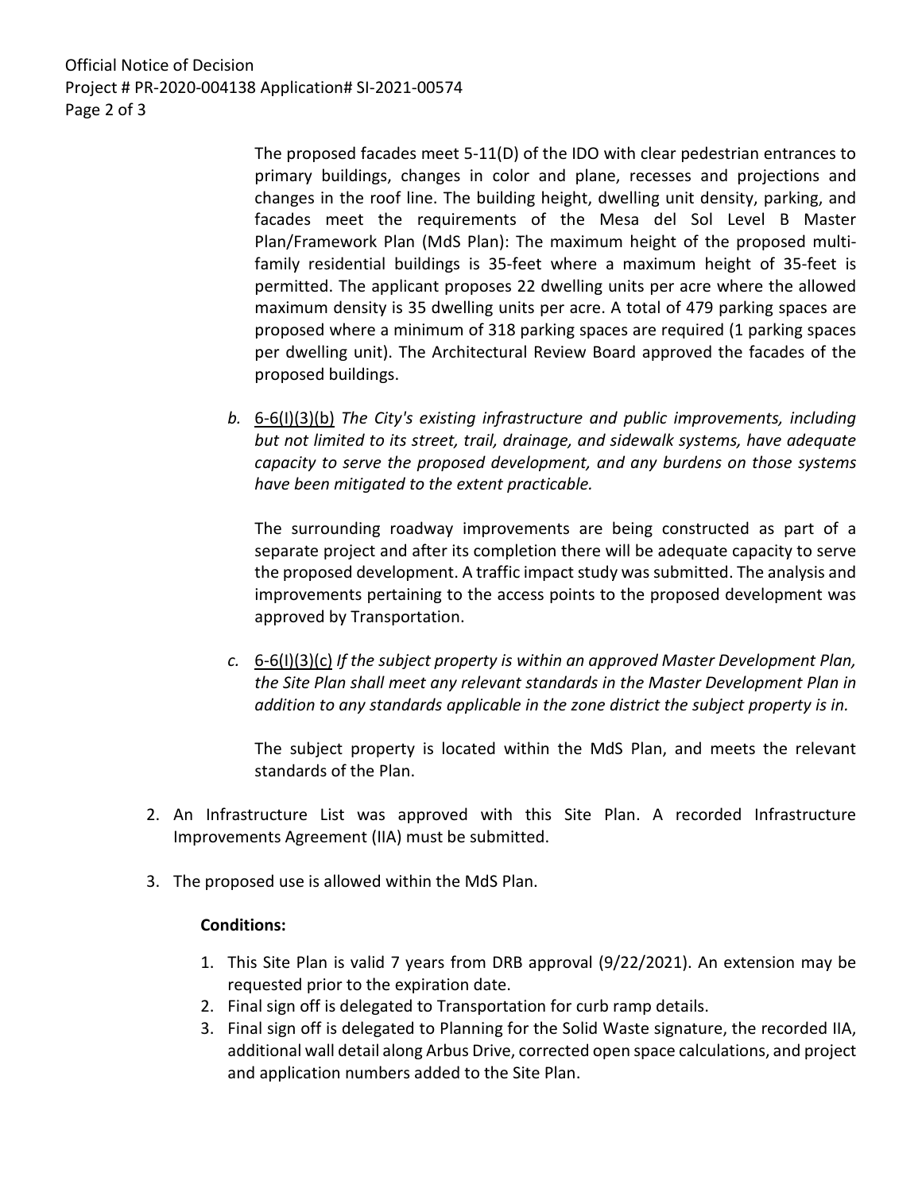The proposed facades meet 5-11(D) of the IDO with clear pedestrian entrances to primary buildings, changes in color and plane, recesses and projections and changes in the roof line. The building height, dwelling unit density, parking, and facades meet the requirements of the Mesa del Sol Level B Master Plan/Framework Plan (MdS Plan): The maximum height of the proposed multi-family residential buildings is 35-feet where a maximum height of 35-feet is permitted. The applicant proposes 22 dwelling units per acre where the allowed maximum density is 35 dwelling units per acre. A total of 479 parking spaces are proposed where a minimum of 318 parking spaces are required (1 parking spaces per dwelling unit). The Architectural Review Board approved the facades of the proposed buildings.

*b.* 6-6(I)(3)(b) *The City's existing infrastructure and public improvements, including but not limited to its street, trail, drainage, and sidewalk systems, have adequate capacity to serve the proposed development, and any burdens on those systems have been mitigated to the extent practicable.*

The surrounding roadway improvements are being constructed as part of a separate project and after its completion there will be adequate capacity to serve the proposed development. A traffic impact study was submitted. The analysis and improvements pertaining to the access points to the proposed development was approved by Transportation.

*c.* 6-6(I)(3)(c) *If the subject property is within an approved Master Development Plan, the Site Plan shall meet any relevant standards in the Master Development Plan in addition to any standards applicable in the zone district the subject property is in.*

The subject property is located within the MdS Plan, and meets the relevant standards of the Plan.

2. An Infrastructure List was approved with this Site Plan. A recorded Infrastructure Improvements Agreement (IIA) must be submitted.

3. The proposed use is allowed within the MdS Plan.

**Conditions:**

1. This Site Plan is valid 7 years from DRB approval (9/22/2021). An extension may be requested prior to the expiration date.
2. Final sign off is delegated to Transportation for curb ramp details.
3. Final sign off is delegated to Planning for the Solid Waste signature, the recorded IIA, additional wall detail along Arbus Drive, corrected open space calculations, and project and application numbers added to the Site Plan.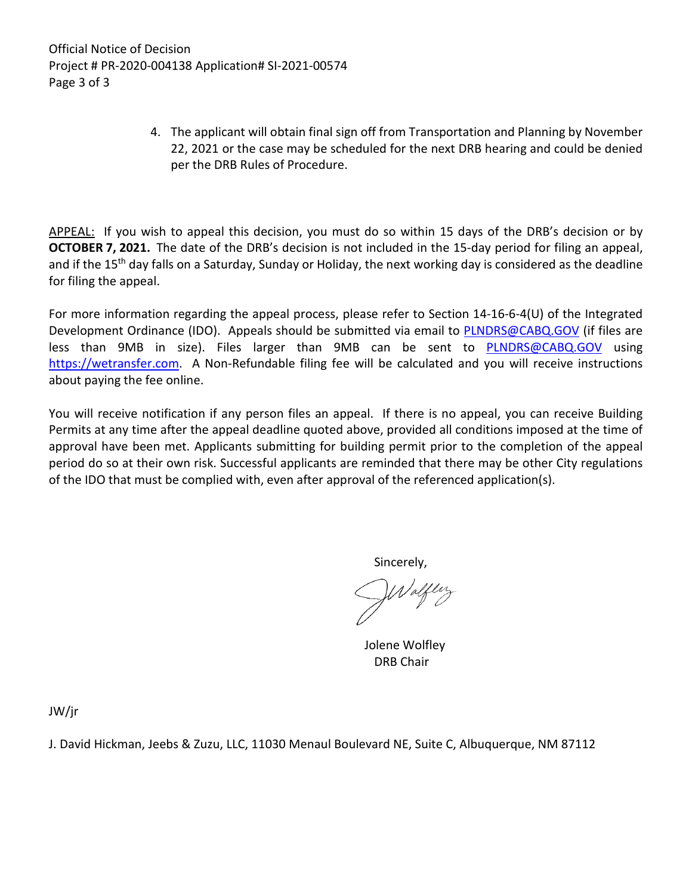4. The applicant will obtain final sign off from Transportation and Planning by November 22, 2021 or the case may be scheduled for the next DRB hearing and could be denied per the DRB Rules of Procedure.

APPEAL: If you wish to appeal this decision, you must do so within 15 days of the DRB's decision or by **OCTOBER 7, 2021.** The date of the DRB's decision is not included in the 15-day period for filing an appeal, and if the 15th day falls on a Saturday, Sunday or Holiday, the next working day is considered as the deadline for filing the appeal.

For more information regarding the appeal process, please refer to Section 14-16-6-4(U) of the Integrated Development Ordinance (IDO). Appeals should be submitted via email to PLNDRS@CABQ.GOV (if files are less than 9MB in size). Files larger than 9MB can be sent to PLNDRS@CABQ.GOV using https://wetransfer.com. A Non-Refundable filing fee will be calculated and you will receive instructions about paying the fee online.

You will receive notification if any person files an appeal. If there is no appeal, you can receive Building Permits at any time after the appeal deadline quoted above, provided all conditions imposed at the time of approval have been met. Applicants submitting for building permit prior to the completion of the appeal period do so at their own risk. Successful applicants are reminded that there may be other City regulations of the IDO that must be complied with, even after approval of the referenced application(s).

Sincerely,

Jolene Wolfley
DRB Chair

JW/jr

J. David Hickman, Jeebs & Zuzu, LLC, 11030 Menaul Boulevard NE, Suite C, Albuquerque, NM 87112